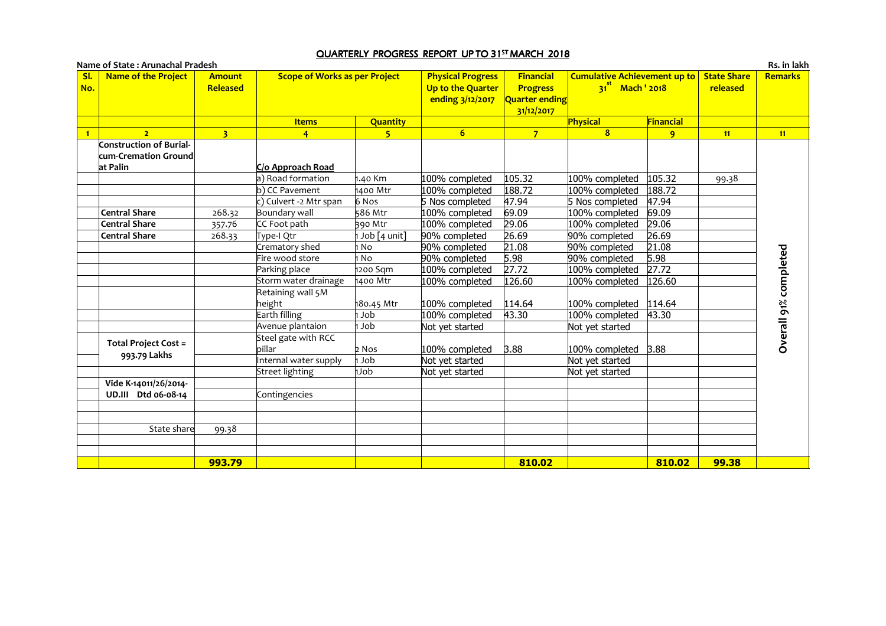# QUARTERLY PROGRESS REPORT UP TO 31ST MARCH 2018

**Name of State : Arunachal Pradesh** 　　　　　　　　　　　　　　　　　　　　　　　　　　　　**Rs. in lakh**

| Sl. No. | Name of the Project | Amount Released | Scope of Works as per Project | | Physical Progress Up to the Quarter ending 3/12/2017 | Financial Progress Quarter ending 31/12/2017 | Cumulative Achievement up to 31st Mach ' 2018 | | State Share released | Remarks |
|---|---|---|---|---|---|---|---|---|---|---|
| | | | Items | Quantity | | | Physical | Financial | | |
| 1 | 2 | 3 | 4 | 5 | 6 | 7 | 8 | 9 | 11 | 11 |
| | Construction of Burial-cum-Cremation Ground at Palin | | C/o Approach Road | | | | | | | Overall 91% completed |
| | | | a) Road formation | 1.40 Km | 100% completed | 105.32 | 100% completed | 105.32 | 99.38 | |
| | | | b) CC Pavement | 1400 Mtr | 100% completed | 188.72 | 100% completed | 188.72 | | |
| | | | c) Culvert -2 Mtr span | 6 Nos | 5 Nos completed | 47.94 | 5 Nos completed | 47.94 | | |
| | Central Share | 268.32 | Boundary wall | 586 Mtr | 100% completed | 69.09 | 100% completed | 69.09 | | |
| | Central Share | 357.76 | CC Foot path | 390 Mtr | 100% completed | 29.06 | 100% completed | 29.06 | | |
| | Central Share | 268.33 | Type-I Qtr | 1 Job [4 unit] | 90% completed | 26.69 | 90% completed | 26.69 | | |
| | | | Crematory shed | 1 No | 90% completed | 21.08 | 90% completed | 21.08 | | |
| | | | Fire wood store | 1 No | 90% completed | 5.98 | 90% completed | 5.98 | | |
| | | | Parking place | 1200 Sqm | 100% completed | 27.72 | 100% completed | 27.72 | | |
| | | | Storm water drainage | 1400 Mtr | 100% completed | 126.60 | 100% completed | 126.60 | | |
| | | | Retaining wall 5M height | 180.45 Mtr | 100% completed | 114.64 | 100% completed | 114.64 | | |
| | | | Earth filling | 1 Job | 100% completed | 43.30 | 100% completed | 43.30 | | |
| | | | Avenue plantaion | 1 Job | Not yet started | | Not yet started | | | |
| | Total Project Cost = 993.79 Lakhs | | Steel gate with RCC pillar | 2 Nos | 100% completed | 3.88 | 100% completed | 3.88 | | |
| | | | Internal water supply | 1 Job | Not yet started | | Not yet started | | | |
| | | | Street lighting | 1Job | Not yet started | | Not yet started | | | |
| | Vide K-14011/26/2014-UD.III Dtd 06-08-14 | | | | | | | | | |
| | | | Contingencies | | | | | | | |
| | | | | | | | | | | |
| | | | | | | | | | | |
| | State share | 99.38 | | | | | | | | |
| | | | | | | | | | | |
| | | | | | | | | | | |
| | | **993.79** | | | | **810.02** | | **810.02** | **99.38** | |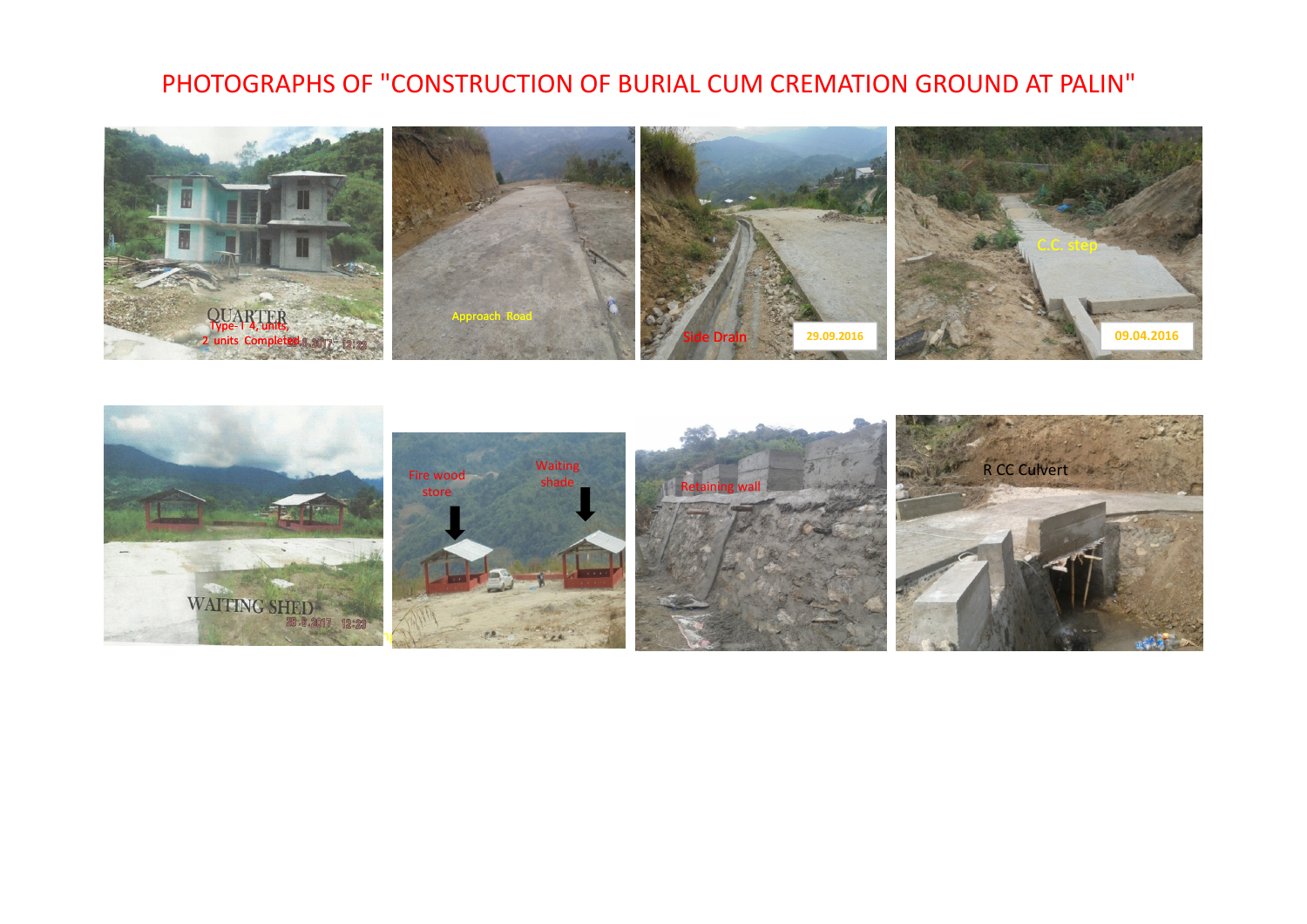# PHOTOGRAPHS OF "CONSTRUCTION OF BURIAL CUM CREMATION GROUND AT PALIN"

QUARTER
Type-1 4, units,
2 units Completed

Approach Road

Side Drain
29.09.2016

C.C. step
09.04.2016

WAITING SHED
29.5.2017 12:29

Fire wood store

Waiting shade

Retaining wall

R CC Culvert